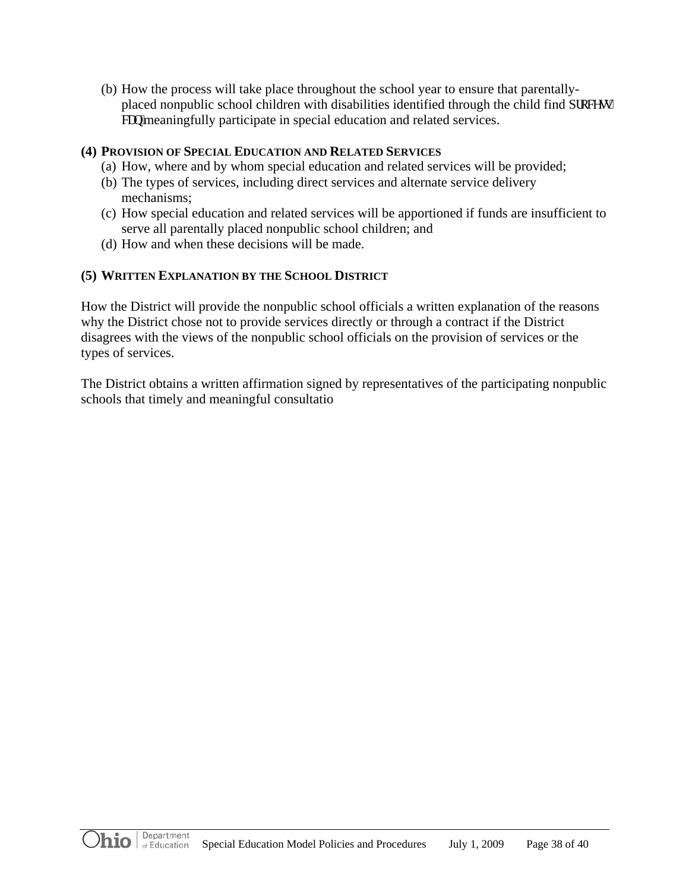(b) How the process will take place throughout the school year to ensure that parentally-placed nonpublic school children with disabilities identified through the child find SURFHVV FDQ meaningfully participate in special education and related services.

**(4) PROVISION OF SPECIAL EDUCATION AND RELATED SERVICES**

(a) How, where and by whom special education and related services will be provided;
(b) The types of services, including direct services and alternate service delivery mechanisms;
(c) How special education and related services will be apportioned if funds are insufficient to serve all parentally placed nonpublic school children; and
(d) How and when these decisions will be made.

**(5) WRITTEN EXPLANATION BY THE SCHOOL DISTRICT**

How the District will provide the nonpublic school officials a written explanation of the reasons why the District chose not to provide services directly or through a contract if the District disagrees with the views of the nonpublic school officials on the provision of services or the types of services.

The District obtains a written affirmation signed by representatives of the participating nonpublic schools that timely and meaningful consultatio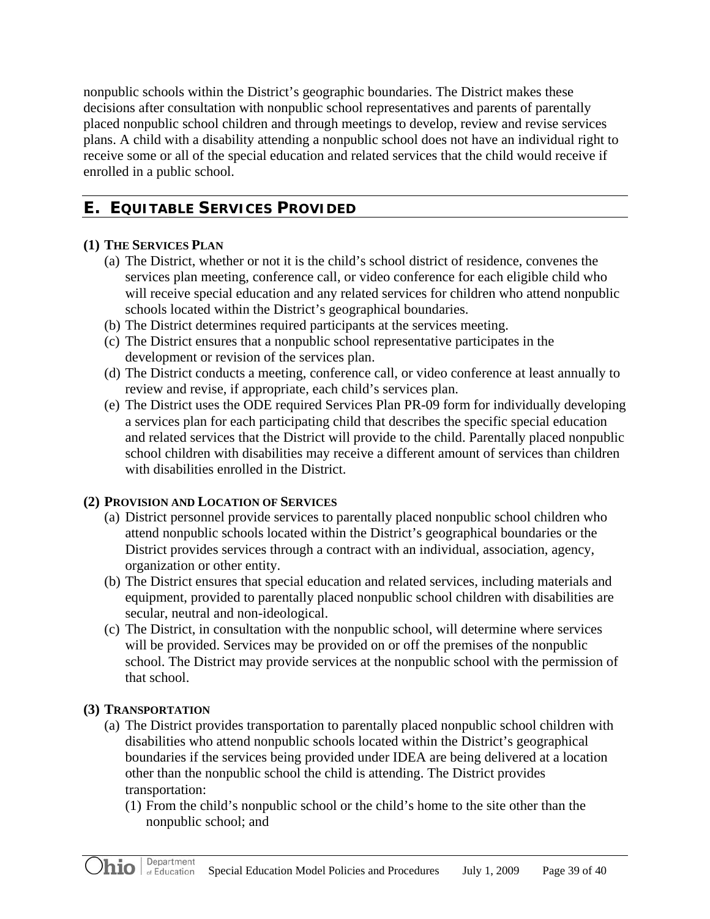nonpublic schools within the District's geographic boundaries. The District makes these decisions after consultation with nonpublic school representatives and parents of parentally placed nonpublic school children and through meetings to develop, review and revise services plans. A child with a disability attending a nonpublic school does not have an individual right to receive some or all of the special education and related services that the child would receive if enrolled in a public school.

## E. EQUITABLE SERVICES PROVIDED

### (1) THE SERVICES PLAN

(a) The District, whether or not it is the child's school district of residence, convenes the services plan meeting, conference call, or video conference for each eligible child who will receive special education and any related services for children who attend nonpublic schools located within the District's geographical boundaries.

(b) The District determines required participants at the services meeting.

(c) The District ensures that a nonpublic school representative participates in the development or revision of the services plan.

(d) The District conducts a meeting, conference call, or video conference at least annually to review and revise, if appropriate, each child's services plan.

(e) The District uses the ODE required Services Plan PR-09 form for individually developing a services plan for each participating child that describes the specific special education and related services that the District will provide to the child. Parentally placed nonpublic school children with disabilities may receive a different amount of services than children with disabilities enrolled in the District.

### (2) PROVISION AND LOCATION OF SERVICES

(a) District personnel provide services to parentally placed nonpublic school children who attend nonpublic schools located within the District's geographical boundaries or the District provides services through a contract with an individual, association, agency, organization or other entity.

(b) The District ensures that special education and related services, including materials and equipment, provided to parentally placed nonpublic school children with disabilities are secular, neutral and non-ideological.

(c) The District, in consultation with the nonpublic school, will determine where services will be provided. Services may be provided on or off the premises of the nonpublic school. The District may provide services at the nonpublic school with the permission of that school.

### (3) TRANSPORTATION

(a) The District provides transportation to parentally placed nonpublic school children with disabilities who attend nonpublic schools located within the District's geographical boundaries if the services being provided under IDEA are being delivered at a location other than the nonpublic school the child is attending. The District provides transportation:

(1) From the child's nonpublic school or the child's home to the site other than the nonpublic school; and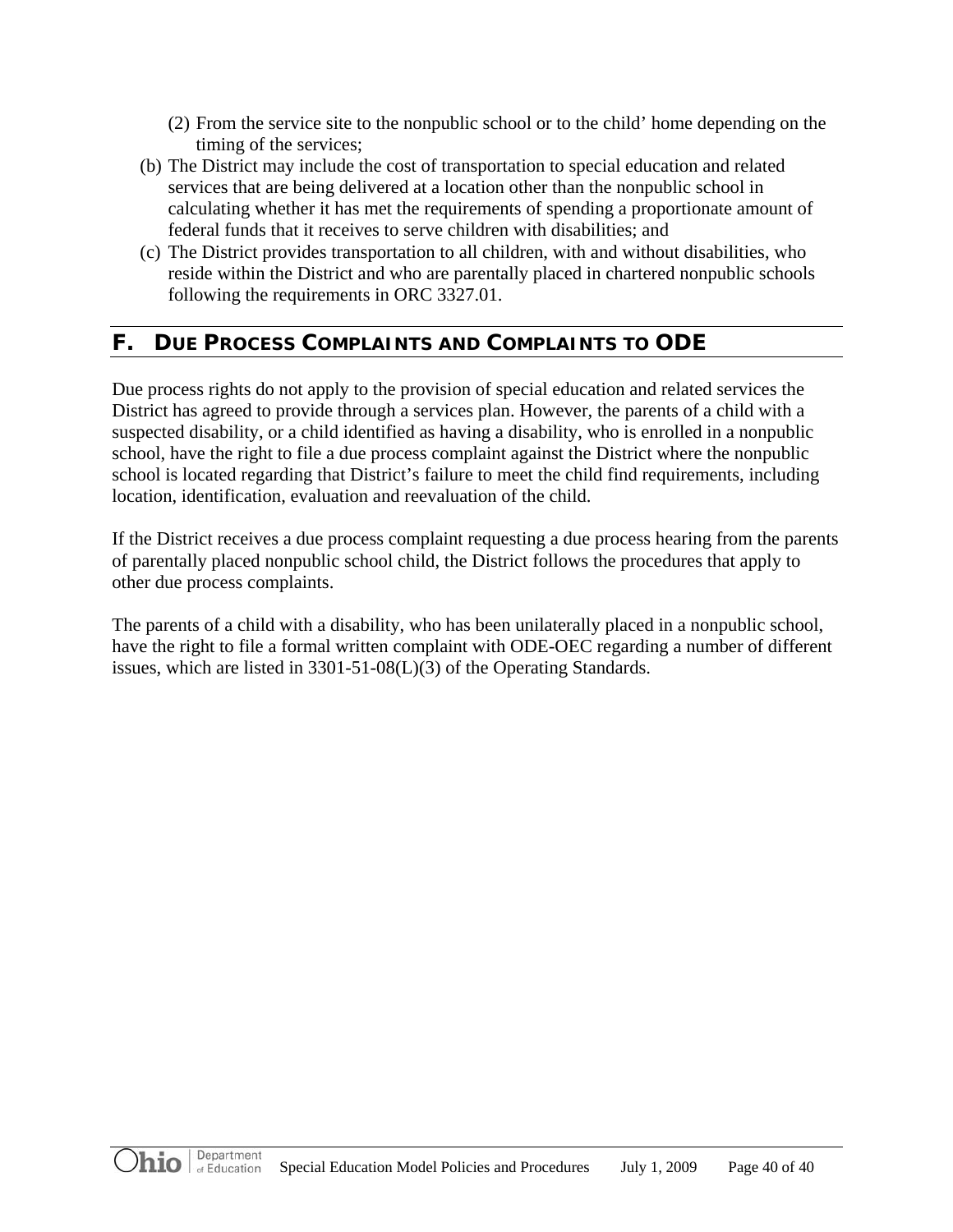(2) From the service site to the nonpublic school or to the child' home depending on the timing of the services;

(b) The District may include the cost of transportation to special education and related services that are being delivered at a location other than the nonpublic school in calculating whether it has met the requirements of spending a proportionate amount of federal funds that it receives to serve children with disabilities; and

(c) The District provides transportation to all children, with and without disabilities, who reside within the District and who are parentally placed in chartered nonpublic schools following the requirements in ORC 3327.01.

## F. DUE PROCESS COMPLAINTS AND COMPLAINTS TO ODE

Due process rights do not apply to the provision of special education and related services the District has agreed to provide through a services plan. However, the parents of a child with a suspected disability, or a child identified as having a disability, who is enrolled in a nonpublic school, have the right to file a due process complaint against the District where the nonpublic school is located regarding that District's failure to meet the child find requirements, including location, identification, evaluation and reevaluation of the child.

If the District receives a due process complaint requesting a due process hearing from the parents of parentally placed nonpublic school child, the District follows the procedures that apply to other due process complaints.

The parents of a child with a disability, who has been unilaterally placed in a nonpublic school, have the right to file a formal written complaint with ODE-OEC regarding a number of different issues, which are listed in 3301-51-08(L)(3) of the Operating Standards.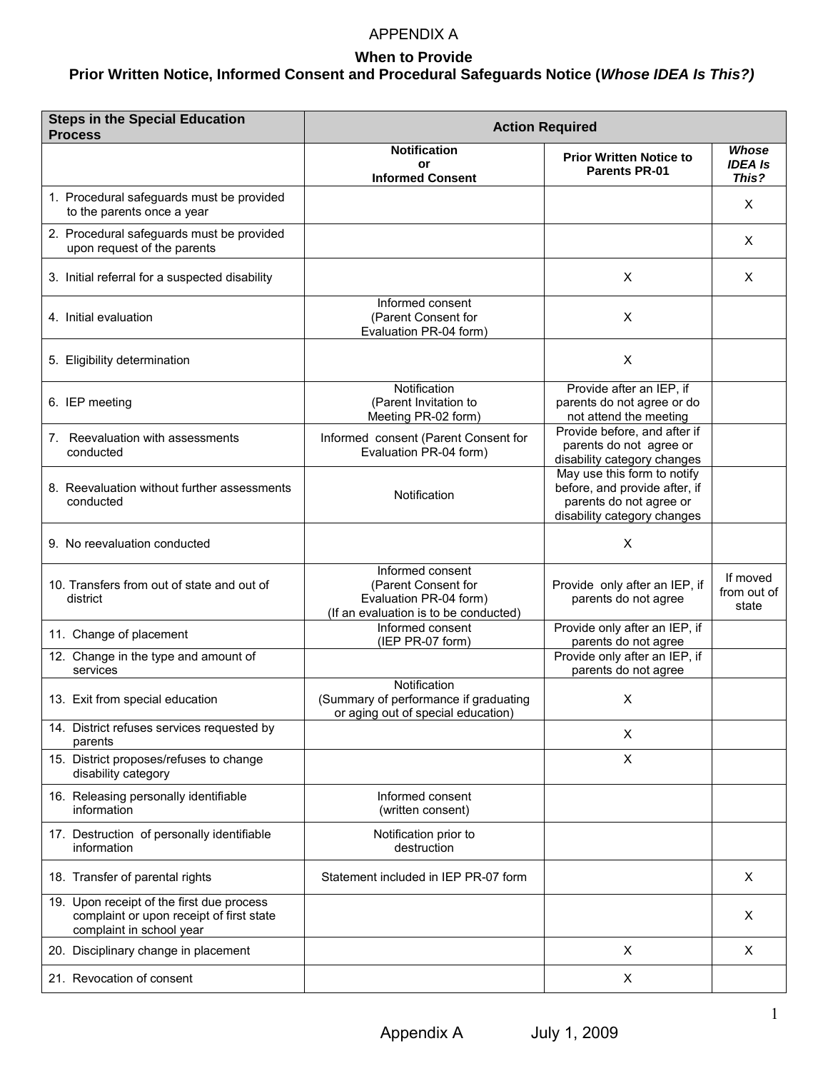# APPENDIX A

## When to Provide
## Prior Written Notice, Informed Consent and Procedural Safeguards Notice (*Whose IDEA Is This?)*

| Steps in the Special Education Process | Action Required | | |
|---|---|---|---|
| | **Notification or Informed Consent** | **Prior Written Notice to Parents PR-01** | ***Whose IDEA Is This?*** |
| 1. Procedural safeguards must be provided to the parents once a year | | | X |
| 2. Procedural safeguards must be provided upon request of the parents | | | X |
| 3. Initial referral for a suspected disability | | X | X |
| 4. Initial evaluation | Informed consent (Parent Consent for Evaluation PR-04 form) | X | |
| 5. Eligibility determination | | X | |
| 6. IEP meeting | Notification (Parent Invitation to Meeting PR-02 form) | Provide after an IEP, if parents do not agree or do not attend the meeting | |
| 7. Reevaluation with assessments conducted | Informed consent (Parent Consent for Evaluation PR-04 form) | Provide before, and after if parents do not agree or disability category changes | |
| 8. Reevaluation without further assessments conducted | Notification | May use this form to notify before, and provide after, if parents do not agree or disability category changes | |
| 9. No reevaluation conducted | | X | |
| 10. Transfers from out of state and out of district | Informed consent (Parent Consent for Evaluation PR-04 form) (If an evaluation is to be conducted) | Provide only after an IEP, if parents do not agree | If moved from out of state |
| 11. Change of placement | Informed consent (IEP PR-07 form) | Provide only after an IEP, if parents do not agree | |
| 12. Change in the type and amount of services | | Provide only after an IEP, if parents do not agree | |
| 13. Exit from special education | Notification (Summary of performance if graduating or aging out of special education) | X | |
| 14. District refuses services requested by parents | | X | |
| 15. District proposes/refuses to change disability category | | X | |
| 16. Releasing personally identifiable information | Informed consent (written consent) | | |
| 17. Destruction of personally identifiable information | Notification prior to destruction | | |
| 18. Transfer of parental rights | Statement included in IEP PR-07 form | | X |
| 19. Upon receipt of the first due process complaint or upon receipt of first state complaint in school year | | | X |
| 20. Disciplinary change in placement | | X | X |
| 21. Revocation of consent | | X | |

Appendix A July 1, 2009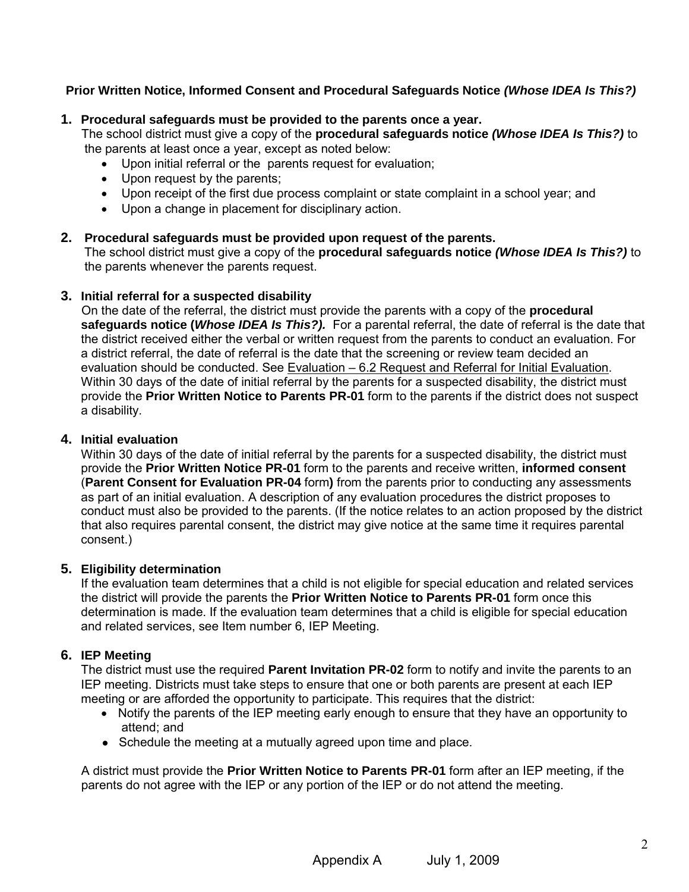**Prior Written Notice, Informed Consent and Procedural Safeguards Notice *(Whose IDEA Is This?)***

1. **Procedural safeguards must be provided to the parents once a year.**
   The school district must give a copy of the **procedural safeguards notice *(Whose IDEA Is This?)*** to the parents at least once a year, except as noted below:
   - Upon initial referral or the parents request for evaluation;
   - Upon request by the parents;
   - Upon receipt of the first due process complaint or state complaint in a school year; and
   - Upon a change in placement for disciplinary action.

2. **Procedural safeguards must be provided upon request of the parents.**
   The school district must give a copy of the **procedural safeguards notice *(Whose IDEA Is This?)*** to the parents whenever the parents request.

3. **Initial referral for a suspected disability**
   On the date of the referral, the district must provide the parents with a copy of the **procedural safeguards notice (*Whose IDEA Is This?).*** For a parental referral, the date of referral is the date that the district received either the verbal or written request from the parents to conduct an evaluation. For a district referral, the date of referral is the date that the screening or review team decided an evaluation should be conducted. See Evaluation – 6.2 Request and Referral for Initial Evaluation. Within 30 days of the date of initial referral by the parents for a suspected disability, the district must provide the **Prior Written Notice to Parents PR-01** form to the parents if the district does not suspect a disability.

4. **Initial evaluation**
   Within 30 days of the date of initial referral by the parents for a suspected disability, the district must provide the **Prior Written Notice PR-01** form to the parents and receive written, **informed consent** (**Parent Consent for Evaluation PR-04** form**)** from the parents prior to conducting any assessments as part of an initial evaluation. A description of any evaluation procedures the district proposes to conduct must also be provided to the parents. (If the notice relates to an action proposed by the district that also requires parental consent, the district may give notice at the same time it requires parental consent.)

5. **Eligibility determination**
   If the evaluation team determines that a child is not eligible for special education and related services the district will provide the parents the **Prior Written Notice to Parents PR-01** form once this determination is made. If the evaluation team determines that a child is eligible for special education and related services, see Item number 6, IEP Meeting.

6. **IEP Meeting**
   The district must use the required **Parent Invitation PR-02** form to notify and invite the parents to an IEP meeting. Districts must take steps to ensure that one or both parents are present at each IEP meeting or are afforded the opportunity to participate. This requires that the district:
   - Notify the parents of the IEP meeting early enough to ensure that they have an opportunity to attend; and
   - Schedule the meeting at a mutually agreed upon time and place.

   A district must provide the **Prior Written Notice to Parents PR-01** form after an IEP meeting, if the parents do not agree with the IEP or any portion of the IEP or do not attend the meeting.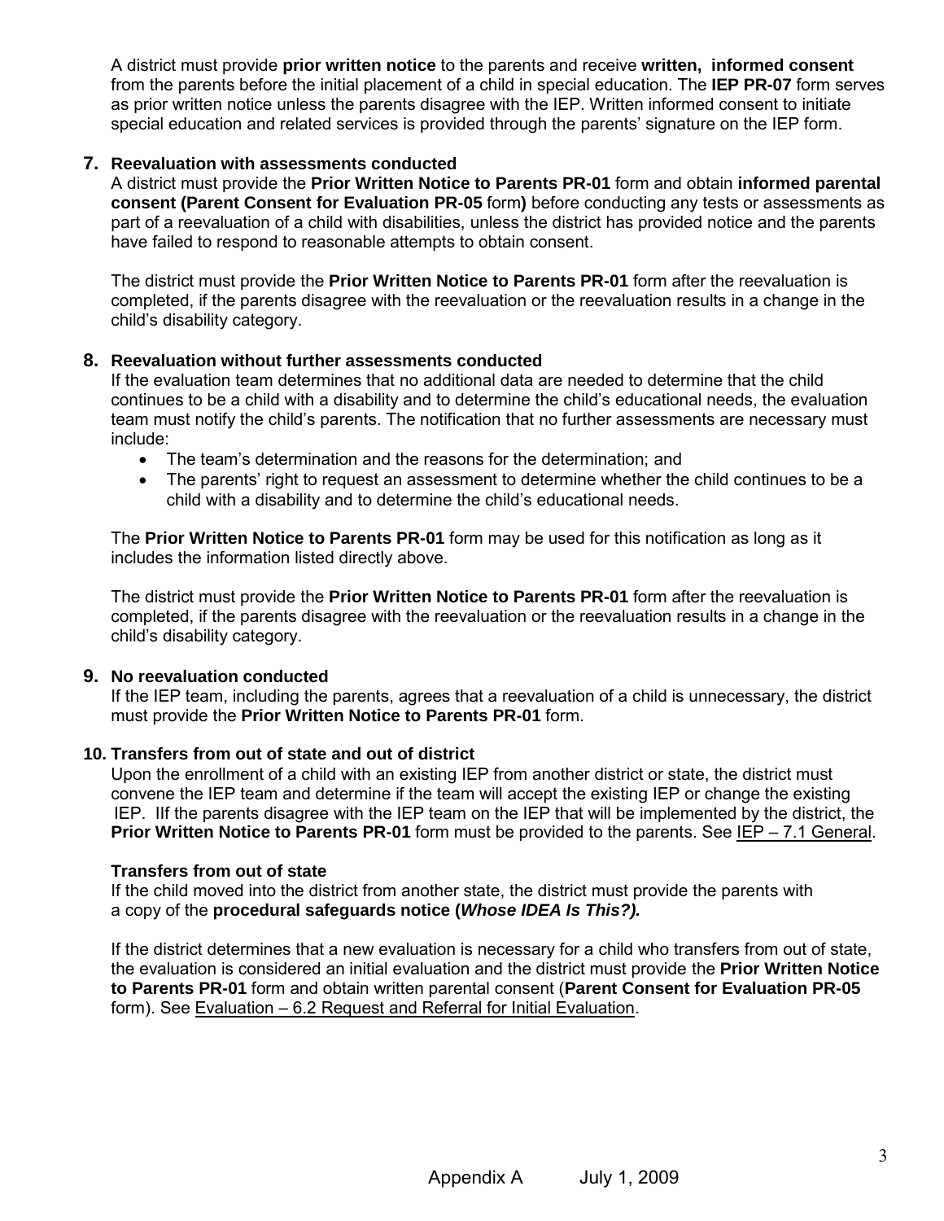A district must provide **prior written notice** to the parents and receive **written, informed consent** from the parents before the initial placement of a child in special education. The **IEP PR-07** form serves as prior written notice unless the parents disagree with the IEP. Written informed consent to initiate special education and related services is provided through the parents' signature on the IEP form.

**7. Reevaluation with assessments conducted**

A district must provide the **Prior Written Notice to Parents PR-01** form and obtain **informed parental consent (Parent Consent for Evaluation PR-05** form**)** before conducting any tests or assessments as part of a reevaluation of a child with disabilities, unless the district has provided notice and the parents have failed to respond to reasonable attempts to obtain consent.

The district must provide the **Prior Written Notice to Parents PR-01** form after the reevaluation is completed, if the parents disagree with the reevaluation or the reevaluation results in a change in the child's disability category.

**8. Reevaluation without further assessments conducted**

If the evaluation team determines that no additional data are needed to determine that the child continues to be a child with a disability and to determine the child's educational needs, the evaluation team must notify the child's parents. The notification that no further assessments are necessary must include:

- The team's determination and the reasons for the determination; and
- The parents' right to request an assessment to determine whether the child continues to be a child with a disability and to determine the child's educational needs.

The **Prior Written Notice to Parents PR-01** form may be used for this notification as long as it includes the information listed directly above.

The district must provide the **Prior Written Notice to Parents PR-01** form after the reevaluation is completed, if the parents disagree with the reevaluation or the reevaluation results in a change in the child's disability category.

**9. No reevaluation conducted**

If the IEP team, including the parents, agrees that a reevaluation of a child is unnecessary, the district must provide the **Prior Written Notice to Parents PR-01** form.

**10. Transfers from out of state and out of district**

Upon the enrollment of a child with an existing IEP from another district or state, the district must convene the IEP team and determine if the team will accept the existing IEP or change the existing IEP. IIf the parents disagree with the IEP team on the IEP that will be implemented by the district, the **Prior Written Notice to Parents PR-01** form must be provided to the parents. See IEP – 7.1 General.

**Transfers from out of state**

If the child moved into the district from another state, the district must provide the parents with a copy of the **procedural safeguards notice (*Whose IDEA Is This?).***

If the district determines that a new evaluation is necessary for a child who transfers from out of state, the evaluation is considered an initial evaluation and the district must provide the **Prior Written Notice to Parents PR-01** form and obtain written parental consent (**Parent Consent for Evaluation PR-05** form). See Evaluation – 6.2 Request and Referral for Initial Evaluation.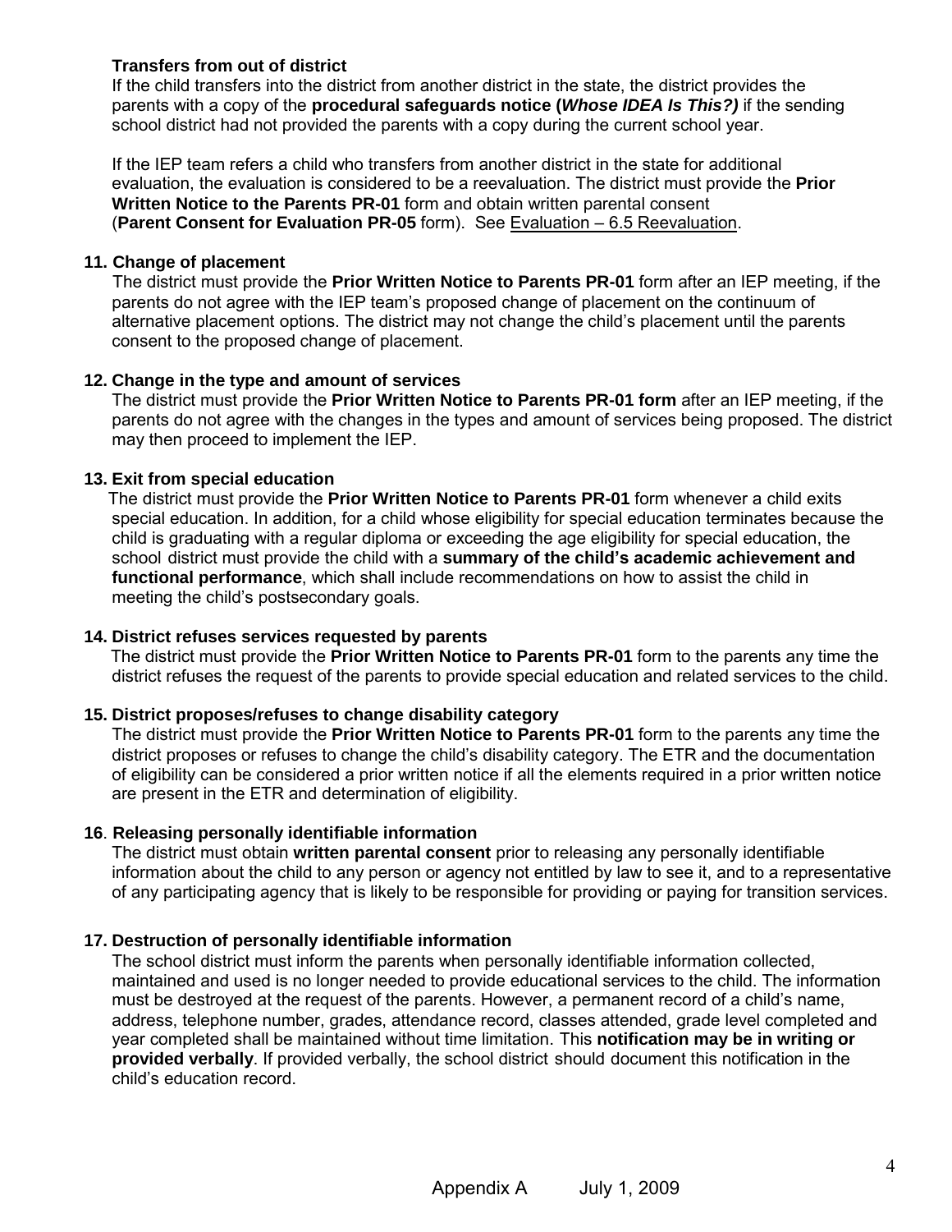**Transfers from out of district**

If the child transfers into the district from another district in the state, the district provides the parents with a copy of the **procedural safeguards notice (*Whose IDEA Is This?)*** if the sending school district had not provided the parents with a copy during the current school year.

If the IEP team refers a child who transfers from another district in the state for additional evaluation, the evaluation is considered to be a reevaluation. The district must provide the **Prior Written Notice to the Parents PR-01** form and obtain written parental consent (**Parent Consent for Evaluation PR-05** form). See Evaluation – 6.5 Reevaluation.

**11. Change of placement**

The district must provide the **Prior Written Notice to Parents PR-01** form after an IEP meeting, if the parents do not agree with the IEP team's proposed change of placement on the continuum of alternative placement options. The district may not change the child's placement until the parents consent to the proposed change of placement.

**12. Change in the type and amount of services**

The district must provide the **Prior Written Notice to Parents PR-01 form** after an IEP meeting, if the parents do not agree with the changes in the types and amount of services being proposed. The district may then proceed to implement the IEP.

**13. Exit from special education**

The district must provide the **Prior Written Notice to Parents PR-01** form whenever a child exits special education. In addition, for a child whose eligibility for special education terminates because the child is graduating with a regular diploma or exceeding the age eligibility for special education, the school district must provide the child with a **summary of the child's academic achievement and functional performance**, which shall include recommendations on how to assist the child in meeting the child's postsecondary goals.

**14. District refuses services requested by parents**

The district must provide the **Prior Written Notice to Parents PR-01** form to the parents any time the district refuses the request of the parents to provide special education and related services to the child.

**15. District proposes/refuses to change disability category**

The district must provide the **Prior Written Notice to Parents PR-01** form to the parents any time the district proposes or refuses to change the child's disability category. The ETR and the documentation of eligibility can be considered a prior written notice if all the elements required in a prior written notice are present in the ETR and determination of eligibility.

**16. Releasing personally identifiable information**

The district must obtain **written parental consent** prior to releasing any personally identifiable information about the child to any person or agency not entitled by law to see it, and to a representative of any participating agency that is likely to be responsible for providing or paying for transition services.

**17. Destruction of personally identifiable information**

The school district must inform the parents when personally identifiable information collected, maintained and used is no longer needed to provide educational services to the child. The information must be destroyed at the request of the parents. However, a permanent record of a child's name, address, telephone number, grades, attendance record, classes attended, grade level completed and year completed shall be maintained without time limitation. This **notification may be in writing or provided verbally**. If provided verbally, the school district should document this notification in the child's education record.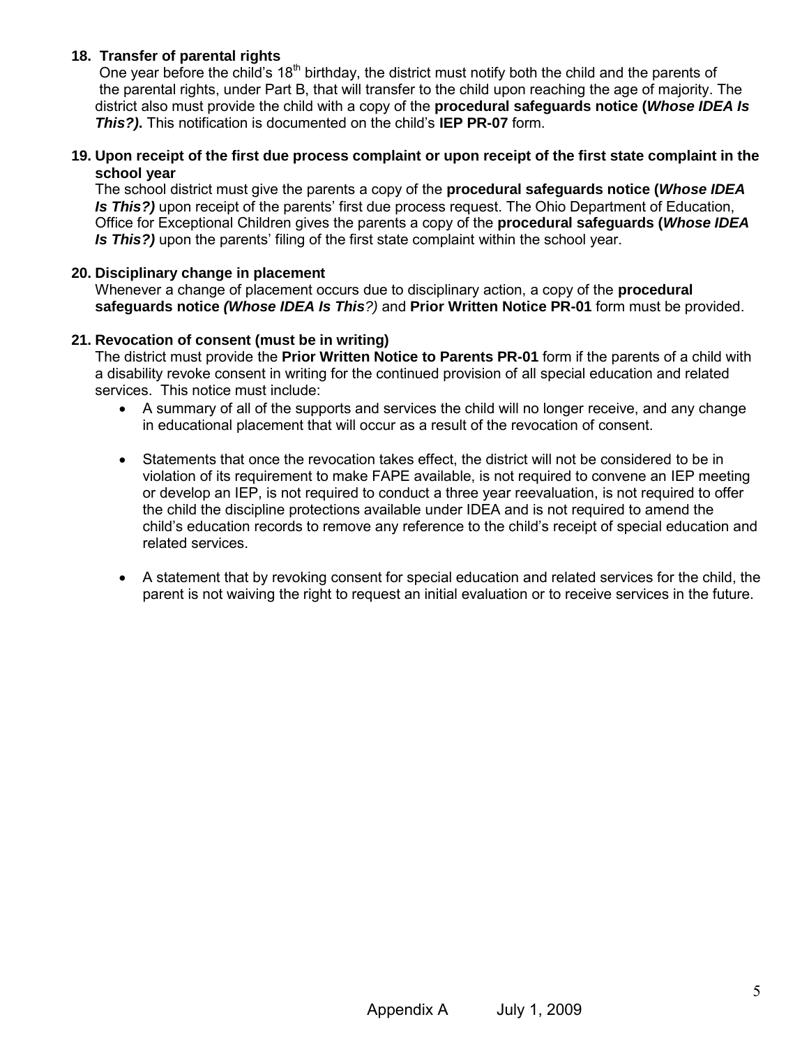**18. Transfer of parental rights**

One year before the child's 18th birthday, the district must notify both the child and the parents of the parental rights, under Part B, that will transfer to the child upon reaching the age of majority. The district also must provide the child with a copy of the **procedural safeguards notice (*Whose IDEA Is This?*).** This notification is documented on the child's **IEP PR-07** form.

**19. Upon receipt of the first due process complaint or upon receipt of the first state complaint in the school year**

The school district must give the parents a copy of the **procedural safeguards notice (*Whose IDEA Is This?*)** upon receipt of the parents' first due process request. The Ohio Department of Education, Office for Exceptional Children gives the parents a copy of the **procedural safeguards (*Whose IDEA Is This?*)** upon the parents' filing of the first state complaint within the school year.

**20. Disciplinary change in placement**

Whenever a change of placement occurs due to disciplinary action, a copy of the **procedural safeguards notice *(Whose IDEA Is This?)*** and **Prior Written Notice PR-01** form must be provided.

**21. Revocation of consent (must be in writing)**

The district must provide the **Prior Written Notice to Parents PR-01** form if the parents of a child with a disability revoke consent in writing for the continued provision of all special education and related services. This notice must include:

- A summary of all of the supports and services the child will no longer receive, and any change in educational placement that will occur as a result of the revocation of consent.
- Statements that once the revocation takes effect, the district will not be considered to be in violation of its requirement to make FAPE available, is not required to convene an IEP meeting or develop an IEP, is not required to conduct a three year reevaluation, is not required to offer the child the discipline protections available under IDEA and is not required to amend the child's education records to remove any reference to the child's receipt of special education and related services.
- A statement that by revoking consent for special education and related services for the child, the parent is not waiving the right to request an initial evaluation or to receive services in the future.